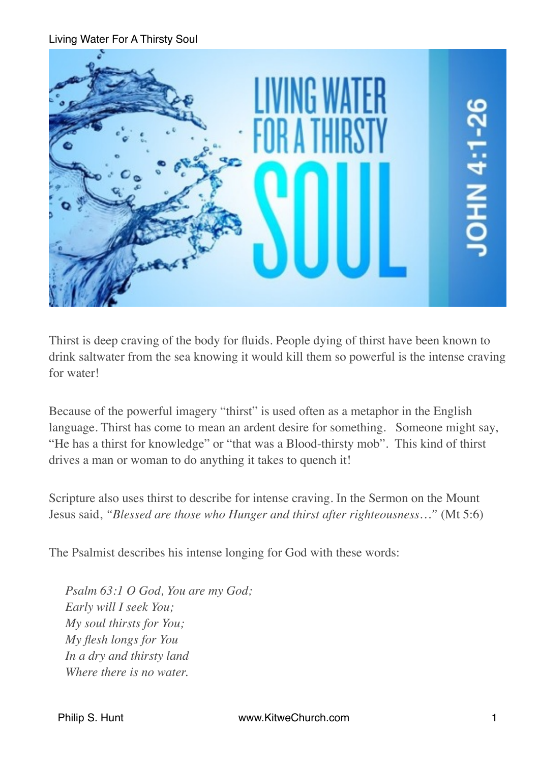Thirst is deep craving of the body for fluids. People dying of thirst have been known to drink saltwater from the sea knowing it would kill them so powerful is the intense craving for water!

Because of the powerful imagery "thirst" is used often as a metaphor in the English language. Thirst has come to mean an ardent desire for something.  Someone might say, "He has a thirst for knowledge" or "that was a Blood-thirsty mob".  This kind of thirst drives a man or woman to do anything it takes to quench it!

Scripture also uses thirst to describe for intense craving. In the Sermon on the Mount Jesus said, *"Blessed are those who Hunger and thirst after righteousness…"* (Mt 5:6)

The Psalmist describes his intense longing for God with these words:

> *Psalm 63:1 O God, You are my God;*
> *Early will I seek You;*
> *My soul thirsts for You;*
> *My flesh longs for You*
> *In a dry and thirsty land*
> *Where there is no water.*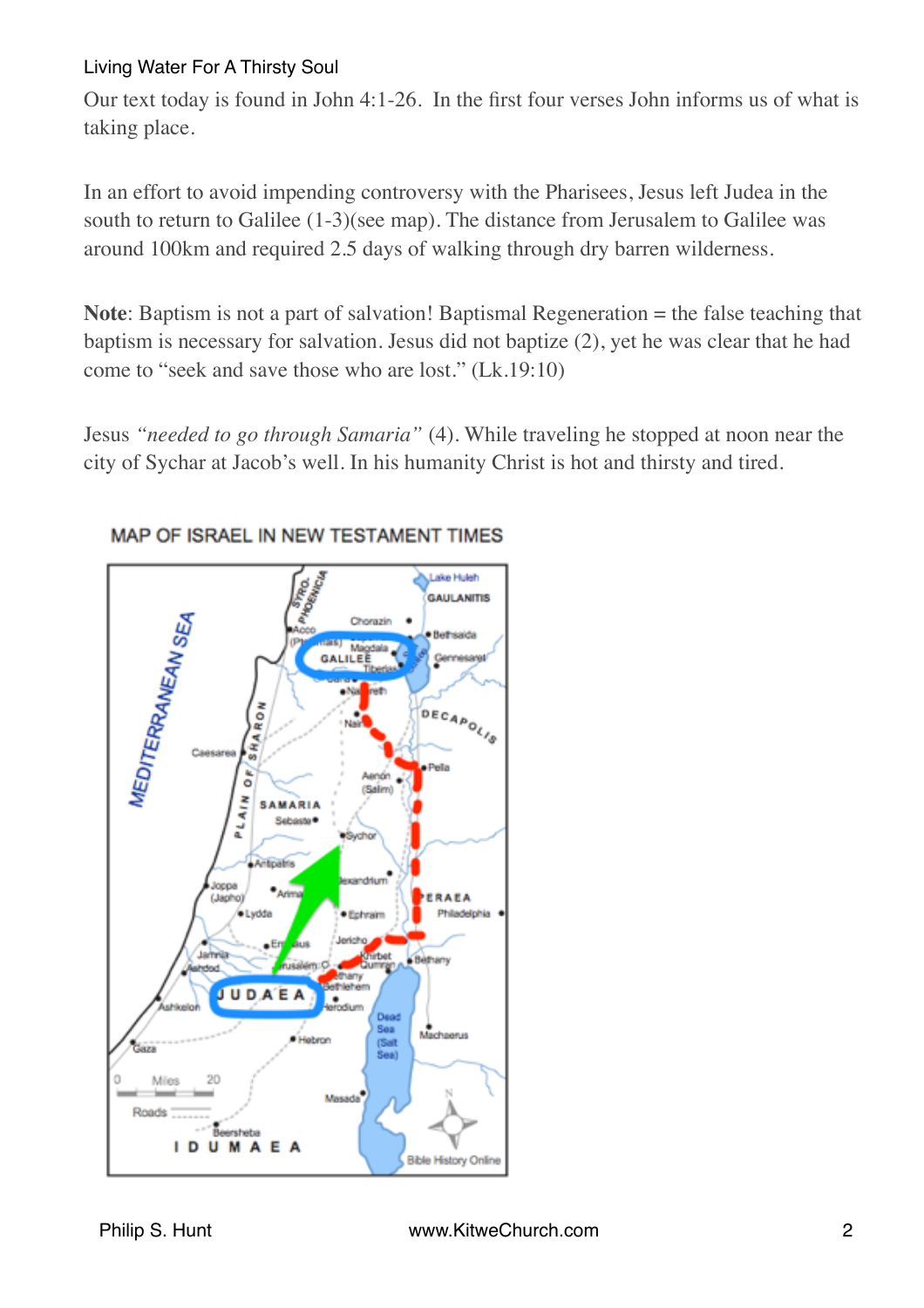Our text today is found in John 4:1-26. In the first four verses John informs us of what is taking place.

In an effort to avoid impending controversy with the Pharisees, Jesus left Judea in the south to return to Galilee (1-3)(see map). The distance from Jerusalem to Galilee was around 100km and required 2.5 days of walking through dry barren wilderness.

**Note**: Baptism is not a part of salvation! Baptismal Regeneration = the false teaching that baptism is necessary for salvation. Jesus did not baptize (2), yet he was clear that he had come to "seek and save those who are lost." (Lk.19:10)

Jesus *"needed to go through Samaria"* (4). While traveling he stopped at noon near the city of Sychar at Jacob's well. In his humanity Christ is hot and thirsty and tired.

MAP OF ISRAEL IN NEW TESTAMENT TIMES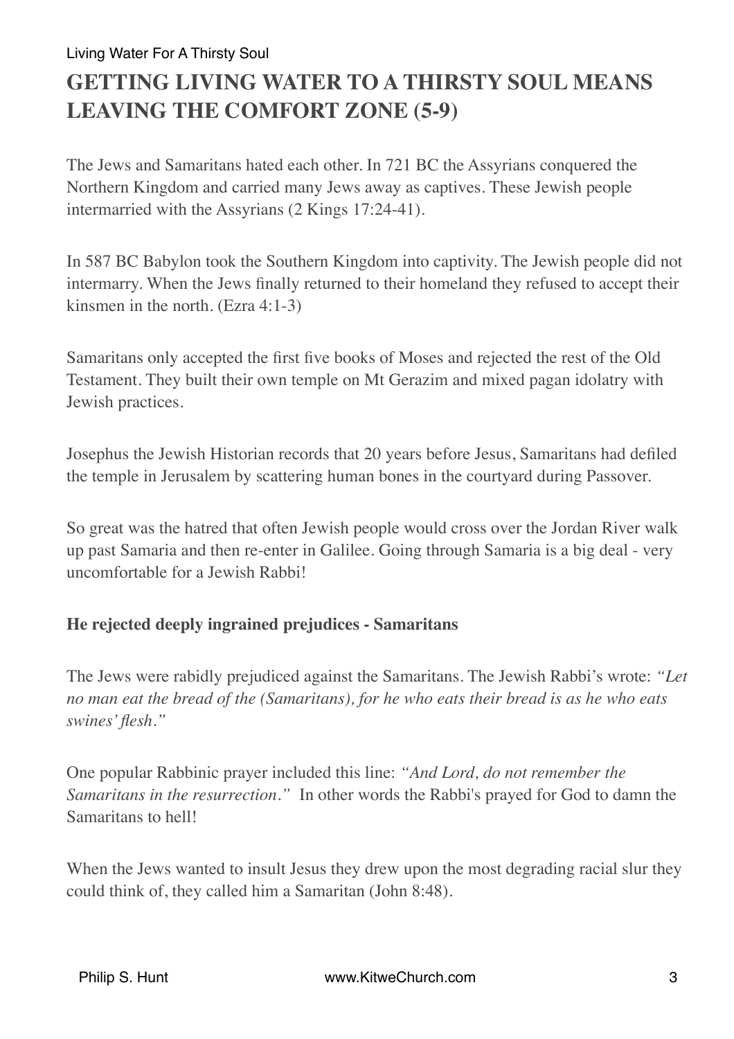## GETTING LIVING WATER TO A THIRSTY SOUL MEANS LEAVING THE COMFORT ZONE (5-9)

The Jews and Samaritans hated each other. In 721 BC the Assyrians conquered the Northern Kingdom and carried many Jews away as captives. These Jewish people intermarried with the Assyrians (2 Kings 17:24-41).

In 587 BC Babylon took the Southern Kingdom into captivity. The Jewish people did not intermarry. When the Jews finally returned to their homeland they refused to accept their kinsmen in the north. (Ezra 4:1-3)

Samaritans only accepted the first five books of Moses and rejected the rest of the Old Testament. They built their own temple on Mt Gerazim and mixed pagan idolatry with Jewish practices.

Josephus the Jewish Historian records that 20 years before Jesus, Samaritans had defiled the temple in Jerusalem by scattering human bones in the courtyard during Passover.

So great was the hatred that often Jewish people would cross over the Jordan River walk up past Samaria and then re-enter in Galilee. Going through Samaria is a big deal - very uncomfortable for a Jewish Rabbi!

**He rejected deeply ingrained prejudices - Samaritans**

The Jews were rabidly prejudiced against the Samaritans. The Jewish Rabbi's wrote: *"Let no man eat the bread of the (Samaritans), for he who eats their bread is as he who eats swines' flesh."*

One popular Rabbinic prayer included this line: *"And Lord, do not remember the Samaritans in the resurrection."* In other words the Rabbi's prayed for God to damn the Samaritans to hell!

When the Jews wanted to insult Jesus they drew upon the most degrading racial slur they could think of, they called him a Samaritan (John 8:48).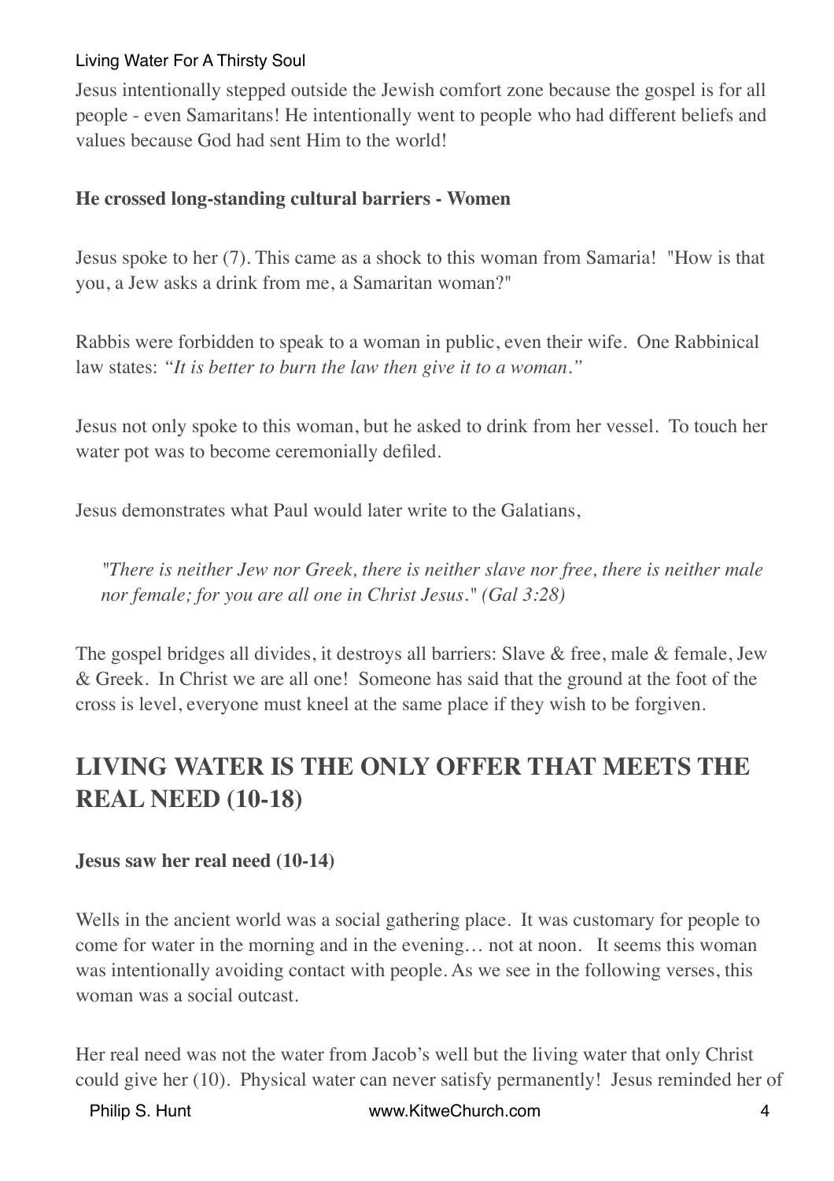Jesus intentionally stepped outside the Jewish comfort zone because the gospel is for all people - even Samaritans! He intentionally went to people who had different beliefs and values because God had sent Him to the world!

**He crossed long-standing cultural barriers - Women**

Jesus spoke to her (7). This came as a shock to this woman from Samaria! "How is that you, a Jew asks a drink from me, a Samaritan woman?"

Rabbis were forbidden to speak to a woman in public, even their wife. One Rabbinical law states: *"It is better to burn the law then give it to a woman."*

Jesus not only spoke to this woman, but he asked to drink from her vessel. To touch her water pot was to become ceremonially defiled.

Jesus demonstrates what Paul would later write to the Galatians,

> *"There is neither Jew nor Greek, there is neither slave nor free, there is neither male nor female; for you are all one in Christ Jesus." (Gal 3:28)*

The gospel bridges all divides, it destroys all barriers: Slave & free, male & female, Jew & Greek. In Christ we are all one! Someone has said that the ground at the foot of the cross is level, everyone must kneel at the same place if they wish to be forgiven.

## LIVING WATER IS THE ONLY OFFER THAT MEETS THE REAL NEED (10-18)

**Jesus saw her real need (10-14)**

Wells in the ancient world was a social gathering place. It was customary for people to come for water in the morning and in the evening… not at noon. It seems this woman was intentionally avoiding contact with people. As we see in the following verses, this woman was a social outcast.

Her real need was not the water from Jacob's well but the living water that only Christ could give her (10). Physical water can never satisfy permanently! Jesus reminded her of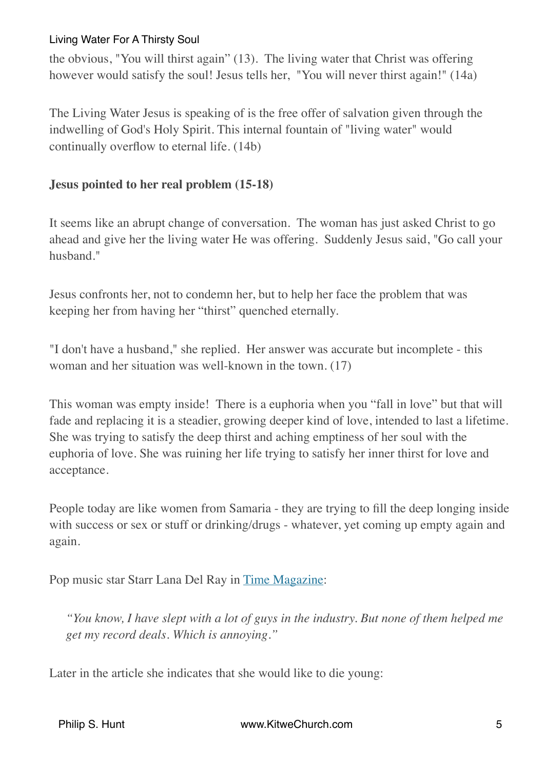the obvious, "You will thirst again" (13). The living water that Christ was offering however would satisfy the soul! Jesus tells her, "You will never thirst again!" (14a)

The Living Water Jesus is speaking of is the free offer of salvation given through the indwelling of God's Holy Spirit. This internal fountain of "living water" would continually overflow to eternal life. (14b)

**Jesus pointed to her real problem (15-18)**

It seems like an abrupt change of conversation. The woman has just asked Christ to go ahead and give her the living water He was offering. Suddenly Jesus said, "Go call your husband."

Jesus confronts her, not to condemn her, but to help her face the problem that was keeping her from having her "thirst" quenched eternally.

"I don't have a husband," she replied. Her answer was accurate but incomplete - this woman and her situation was well-known in the town. (17)

This woman was empty inside! There is a euphoria when you "fall in love" but that will fade and replacing it is a steadier, growing deeper kind of love, intended to last a lifetime. She was trying to satisfy the deep thirst and aching emptiness of her soul with the euphoria of love. She was ruining her life trying to satisfy her inner thirst for love and acceptance.

People today are like women from Samaria - they are trying to fill the deep longing inside with success or sex or stuff or drinking/drugs - whatever, yet coming up empty again and again.

Pop music star Starr Lana Del Ray in [Time Magazine]:

> *"You know, I have slept with a lot of guys in the industry. But none of them helped me get my record deals. Which is annoying."*

Later in the article she indicates that she would like to die young: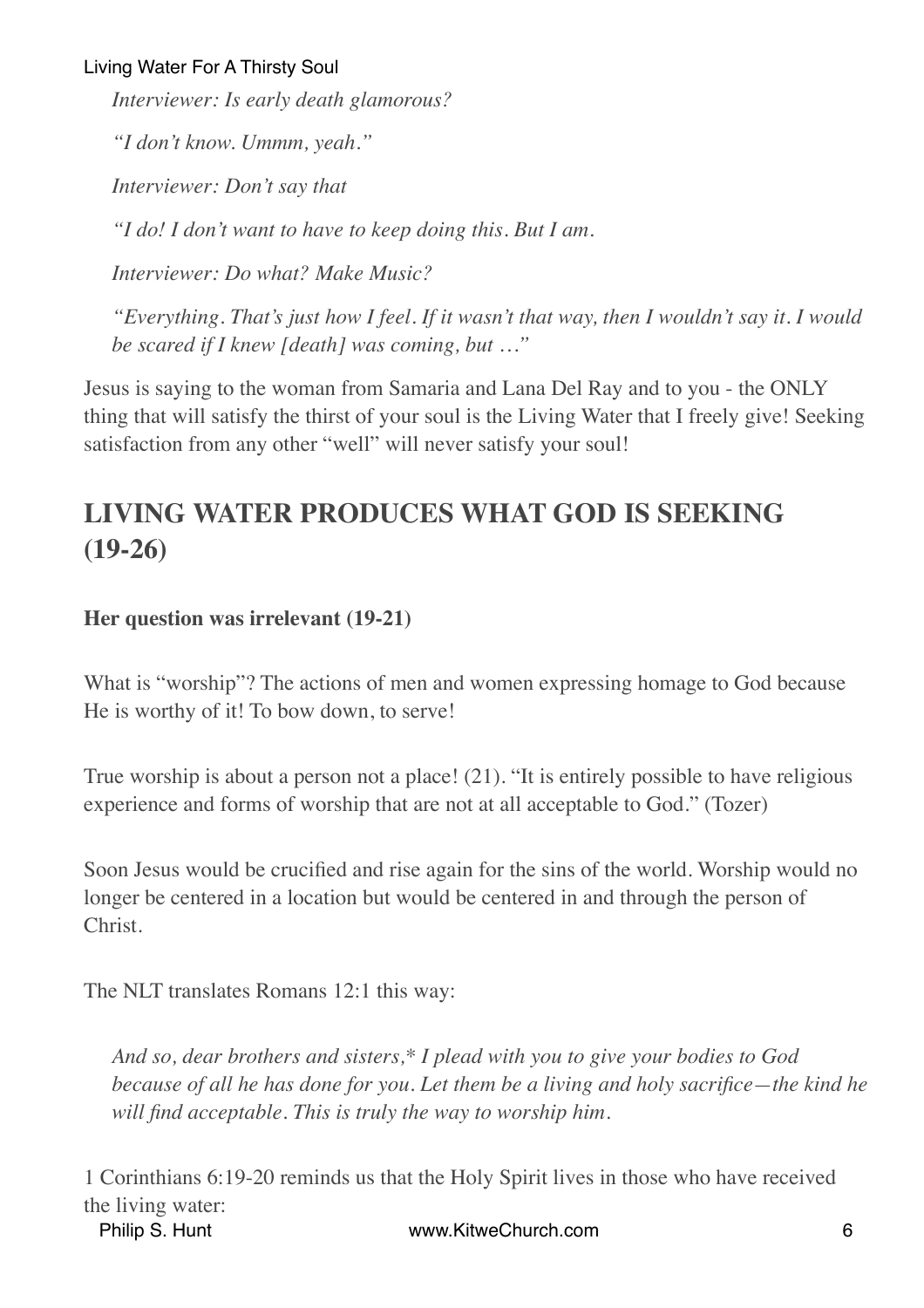*Interviewer: Is early death glamorous?*

*"I don't know. Ummm, yeah."*

*Interviewer: Don't say that*

*"I do! I don't want to have to keep doing this. But I am.*

*Interviewer: Do what? Make Music?*

*"Everything. That's just how I feel. If it wasn't that way, then I wouldn't say it. I would be scared if I knew [death] was coming, but …"*

Jesus is saying to the woman from Samaria and Lana Del Ray and to you - the ONLY thing that will satisfy the thirst of your soul is the Living Water that I freely give! Seeking satisfaction from any other "well" will never satisfy your soul!

## LIVING WATER PRODUCES WHAT GOD IS SEEKING (19-26)

**Her question was irrelevant (19-21)**

What is "worship"? The actions of men and women expressing homage to God because He is worthy of it! To bow down, to serve!

True worship is about a person not a place! (21). "It is entirely possible to have religious experience and forms of worship that are not at all acceptable to God." (Tozer)

Soon Jesus would be crucified and rise again for the sins of the world. Worship would no longer be centered in a location but would be centered in and through the person of Christ.

The NLT translates Romans 12:1 this way:

> *And so, dear brothers and sisters,* I plead with you to give your bodies to God because of all he has done for you. Let them be a living and holy sacrifice—the kind he will find acceptable. This is truly the way to worship him.*

1 Corinthians 6:19-20 reminds us that the Holy Spirit lives in those who have received the living water: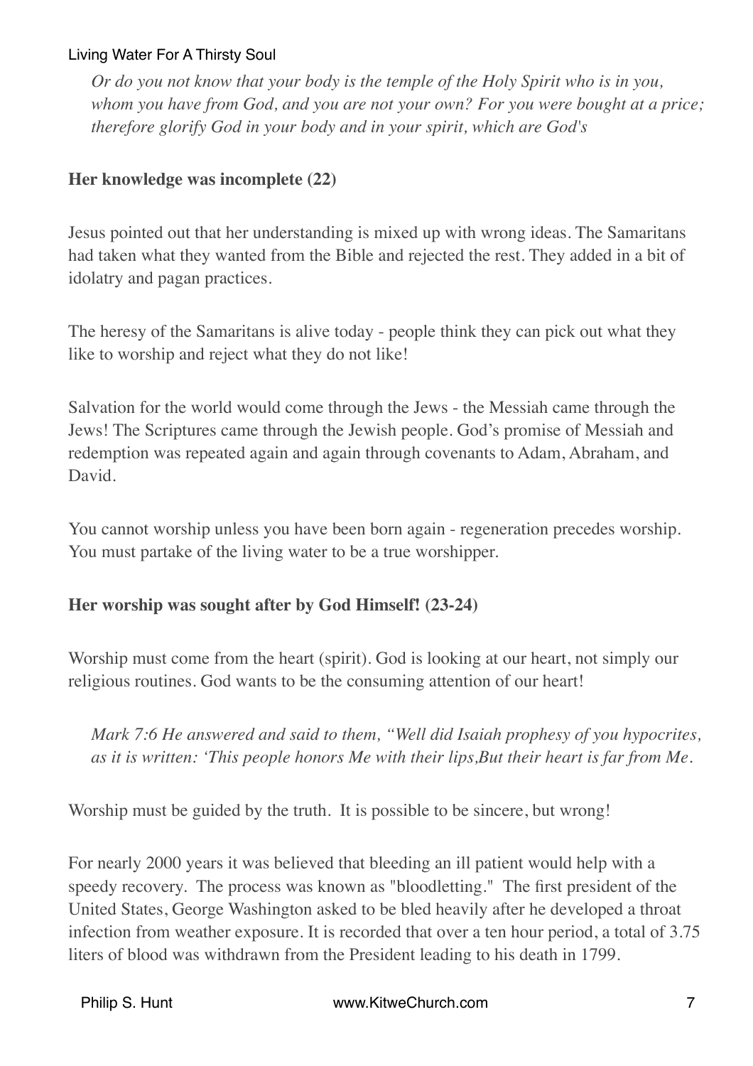*Or do you not know that your body is the temple of the Holy Spirit who is in you, whom you have from God, and you are not your own? For you were bought at a price; therefore glorify God in your body and in your spirit, which are God's*

**Her knowledge was incomplete (22)**

Jesus pointed out that her understanding is mixed up with wrong ideas. The Samaritans had taken what they wanted from the Bible and rejected the rest. They added in a bit of idolatry and pagan practices.

The heresy of the Samaritans is alive today - people think they can pick out what they like to worship and reject what they do not like!

Salvation for the world would come through the Jews - the Messiah came through the Jews! The Scriptures came through the Jewish people. God's promise of Messiah and redemption was repeated again and again through covenants to Adam, Abraham, and David.

You cannot worship unless you have been born again - regeneration precedes worship. You must partake of the living water to be a true worshipper.

**Her worship was sought after by God Himself! (23-24)**

Worship must come from the heart (spirit). God is looking at our heart, not simply our religious routines. God wants to be the consuming attention of our heart!

*Mark 7:6 He answered and said to them, "Well did Isaiah prophesy of you hypocrites, as it is written: 'This people honors Me with their lips,But their heart is far from Me.*

Worship must be guided by the truth. It is possible to be sincere, but wrong!

For nearly 2000 years it was believed that bleeding an ill patient would help with a speedy recovery. The process was known as "bloodletting." The first president of the United States, George Washington asked to be bled heavily after he developed a throat infection from weather exposure. It is recorded that over a ten hour period, a total of 3.75 liters of blood was withdrawn from the President leading to his death in 1799.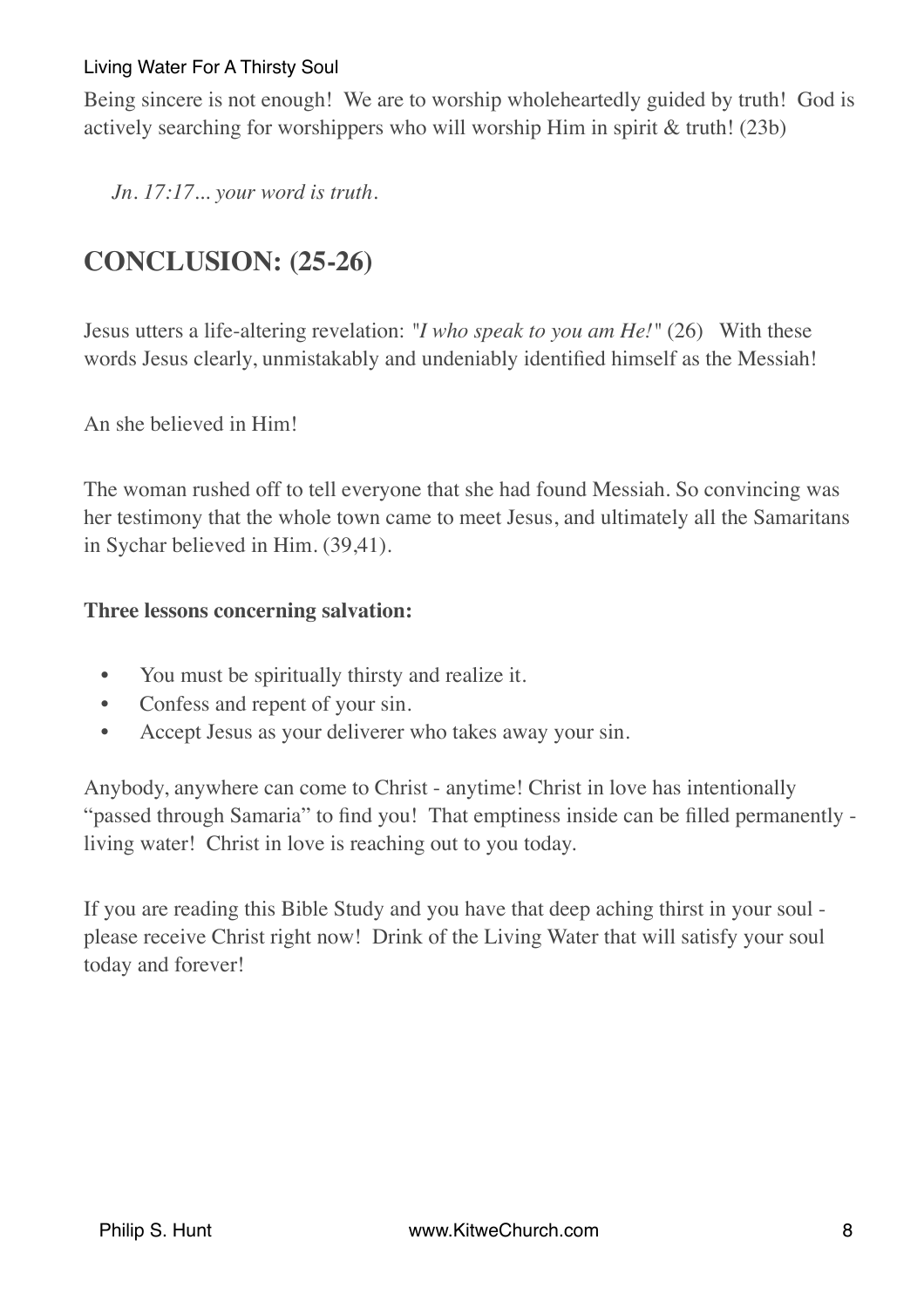Being sincere is not enough! We are to worship wholeheartedly guided by truth! God is actively searching for worshippers who will worship Him in spirit & truth! (23b)

*Jn. 17:17... your word is truth.*

## CONCLUSION: (25-26)

Jesus utters a life-altering revelation: "*I who speak to you am He!*" (26) With these words Jesus clearly, unmistakably and undeniably identified himself as the Messiah!

An she believed in Him!

The woman rushed off to tell everyone that she had found Messiah. So convincing was her testimony that the whole town came to meet Jesus, and ultimately all the Samaritans in Sychar believed in Him. (39,41).

**Three lessons concerning salvation:**

- You must be spiritually thirsty and realize it.
- Confess and repent of your sin.
- Accept Jesus as your deliverer who takes away your sin.

Anybody, anywhere can come to Christ - anytime! Christ in love has intentionally "passed through Samaria" to find you! That emptiness inside can be filled permanently - living water! Christ in love is reaching out to you today.

If you are reading this Bible Study and you have that deep aching thirst in your soul - please receive Christ right now! Drink of the Living Water that will satisfy your soul today and forever!